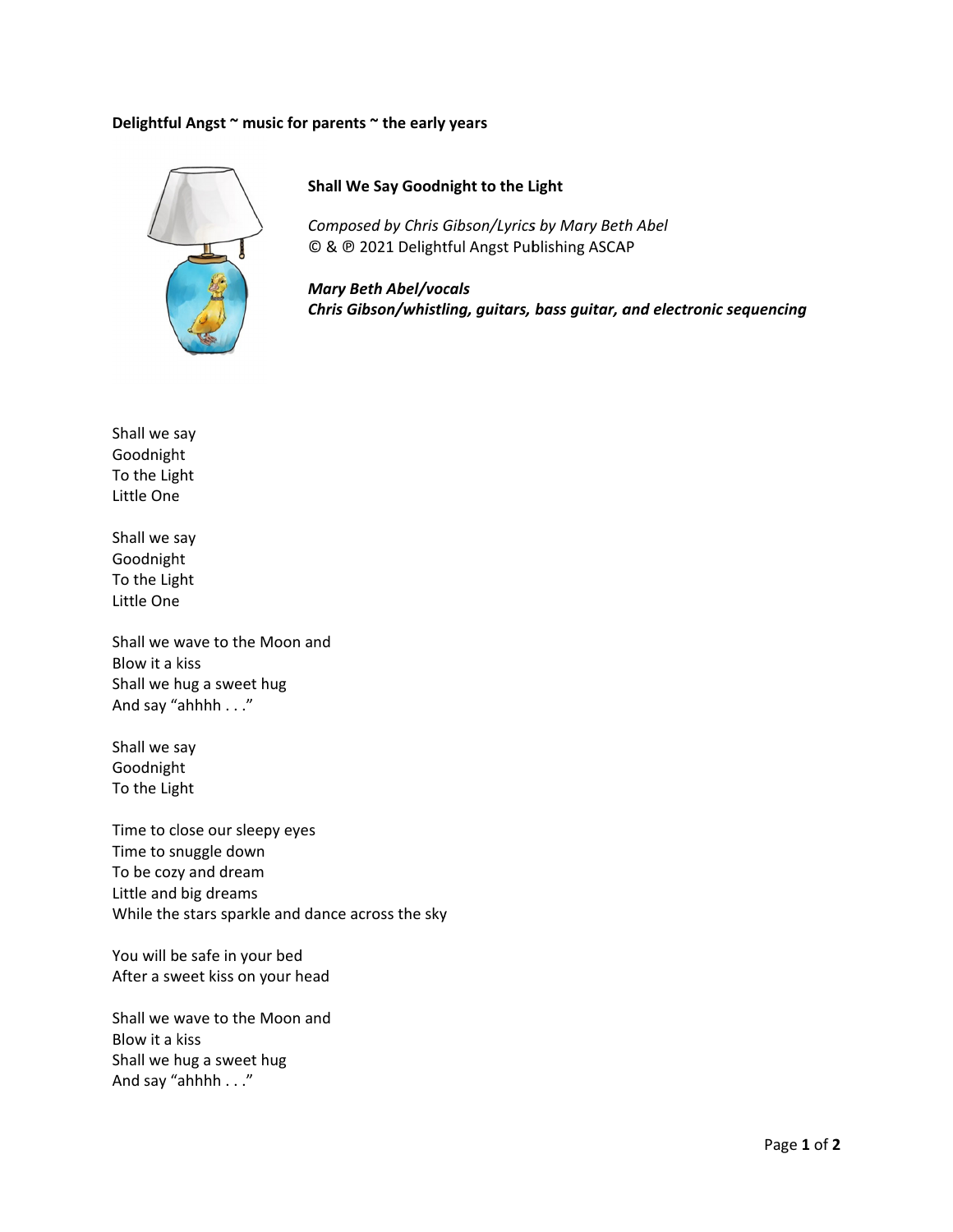**Delightful Angst ~ music for parents ~ the early years**

## Shall We Say Goodnight to the Light

*Composed by Chris Gibson/Lyrics by Mary Beth Abel*
© & ℗ 2021 Delightful Angst Publishing ASCAP

***Mary Beth Abel/vocals***
***Chris Gibson/whistling, guitars, bass guitar, and electronic sequencing***

Shall we say
Goodnight
To the Light
Little One

Shall we say
Goodnight
To the Light
Little One

Shall we wave to the Moon and
Blow it a kiss
Shall we hug a sweet hug
And say "ahhhh . . ."

Shall we say
Goodnight
To the Light

Time to close our sleepy eyes
Time to snuggle down
To be cozy and dream
Little and big dreams
While the stars sparkle and dance across the sky

You will be safe in your bed
After a sweet kiss on your head

Shall we wave to the Moon and
Blow it a kiss
Shall we hug a sweet hug
And say "ahhhh . . ."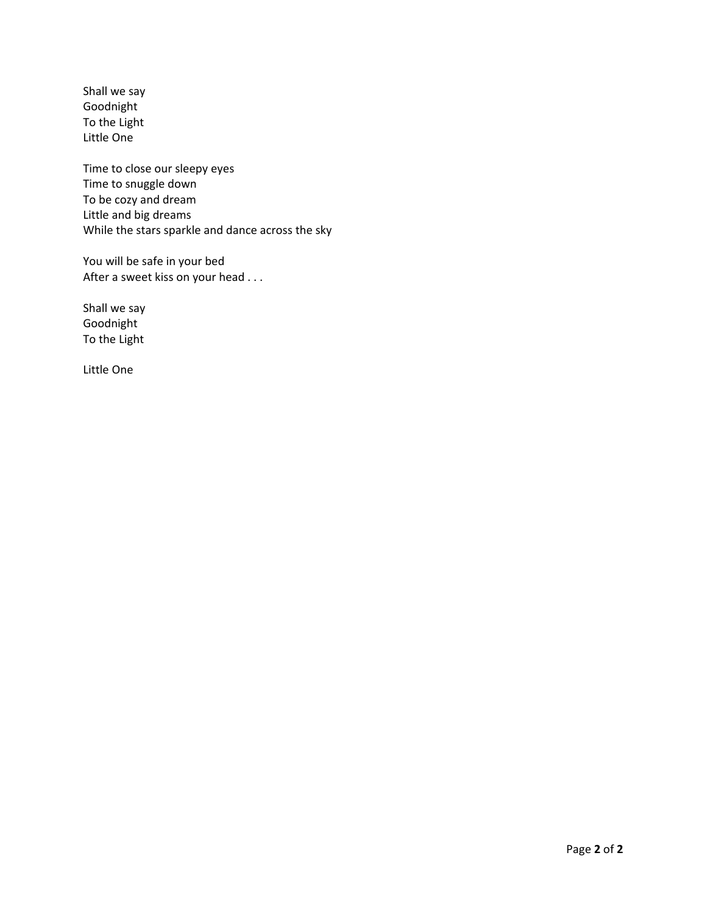Shall we say
Goodnight
To the Light
Little One

Time to close our sleepy eyes
Time to snuggle down
To be cozy and dream
Little and big dreams
While the stars sparkle and dance across the sky

You will be safe in your bed
After a sweet kiss on your head . . .

Shall we say
Goodnight
To the Light

Little One